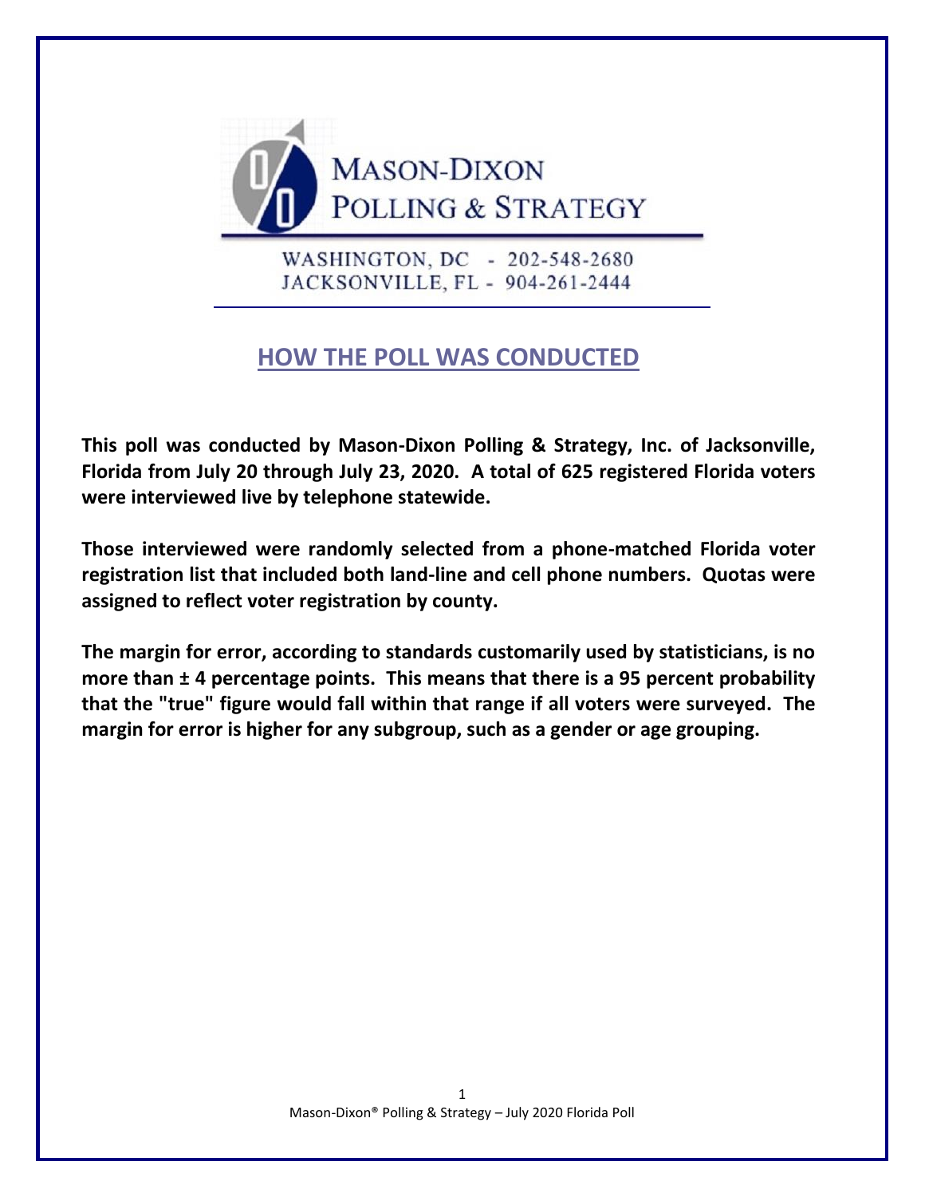MASON-DIXON
POLLING & STRATEGY

WASHINGTON, DC - 202-548-2680
JACKSONVILLE, FL - 904-261-2444

## HOW THE POLL WAS CONDUCTED

**This poll was conducted by Mason-Dixon Polling & Strategy, Inc. of Jacksonville, Florida from July 20 through July 23, 2020. A total of 625 registered Florida voters were interviewed live by telephone statewide.**

**Those interviewed were randomly selected from a phone-matched Florida voter registration list that included both land-line and cell phone numbers. Quotas were assigned to reflect voter registration by county.**

**The margin for error, according to standards customarily used by statisticians, is no more than ± 4 percentage points. This means that there is a 95 percent probability that the "true" figure would fall within that range if all voters were surveyed. The margin for error is higher for any subgroup, such as a gender or age grouping.**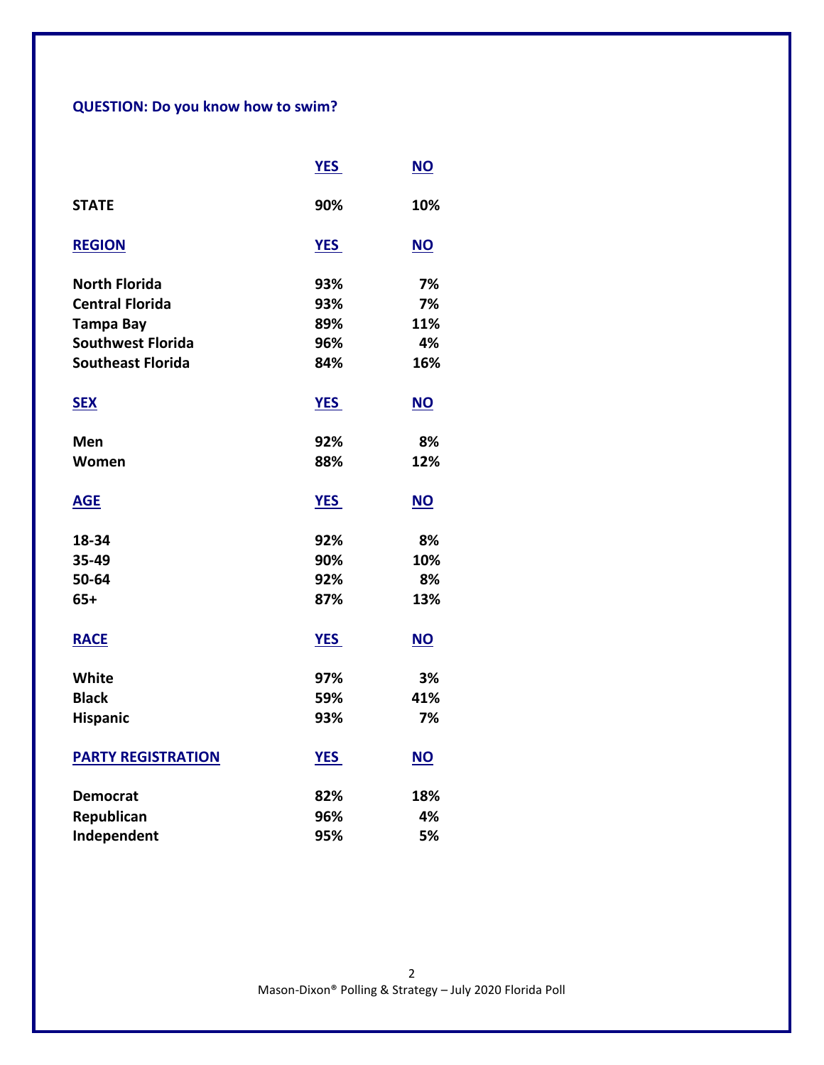**QUESTION: Do you know how to swim?**

| | YES | NO |
|---|---|---|
| **STATE** | 90% | 10% |
| **REGION** | **YES** | **NO** |
| North Florida | 93% | 7% |
| Central Florida | 93% | 7% |
| Tampa Bay | 89% | 11% |
| Southwest Florida | 96% | 4% |
| Southeast Florida | 84% | 16% |
| **SEX** | **YES** | **NO** |
| Men | 92% | 8% |
| Women | 88% | 12% |
| **AGE** | **YES** | **NO** |
| 18-34 | 92% | 8% |
| 35-49 | 90% | 10% |
| 50-64 | 92% | 8% |
| 65+ | 87% | 13% |
| **RACE** | **YES** | **NO** |
| White | 97% | 3% |
| Black | 59% | 41% |
| Hispanic | 93% | 7% |
| **PARTY REGISTRATION** | **YES** | **NO** |
| Democrat | 82% | 18% |
| Republican | 96% | 4% |
| Independent | 95% | 5% |

Mason-Dixon® Polling & Strategy – July 2020 Florida Poll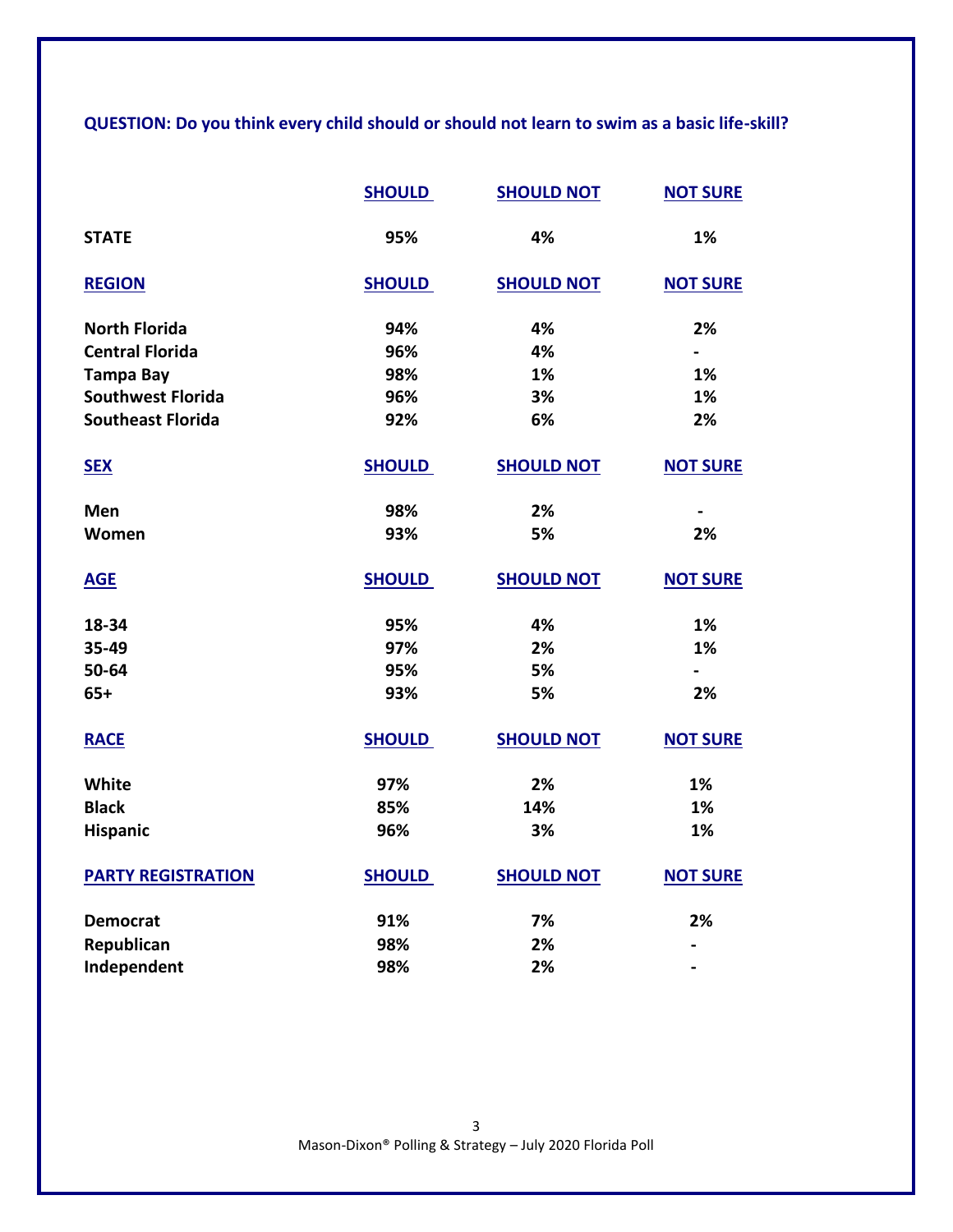**QUESTION: Do you think every child should or should not learn to swim as a basic life-skill?**

| | SHOULD | SHOULD NOT | NOT SURE |
|---|---|---|---|
| **STATE** | 95% | 4% | 1% |
| **REGION** | **SHOULD** | **SHOULD NOT** | **NOT SURE** |
| North Florida | 94% | 4% | 2% |
| Central Florida | 96% | 4% | - |
| Tampa Bay | 98% | 1% | 1% |
| Southwest Florida | 96% | 3% | 1% |
| Southeast Florida | 92% | 6% | 2% |
| **SEX** | **SHOULD** | **SHOULD NOT** | **NOT SURE** |
| Men | 98% | 2% | - |
| Women | 93% | 5% | 2% |
| **AGE** | **SHOULD** | **SHOULD NOT** | **NOT SURE** |
| 18-34 | 95% | 4% | 1% |
| 35-49 | 97% | 2% | 1% |
| 50-64 | 95% | 5% | - |
| 65+ | 93% | 5% | 2% |
| **RACE** | **SHOULD** | **SHOULD NOT** | **NOT SURE** |
| White | 97% | 2% | 1% |
| Black | 85% | 14% | 1% |
| Hispanic | 96% | 3% | 1% |
| **PARTY REGISTRATION** | **SHOULD** | **SHOULD NOT** | **NOT SURE** |
| Democrat | 91% | 7% | 2% |
| Republican | 98% | 2% | - |
| Independent | 98% | 2% | - |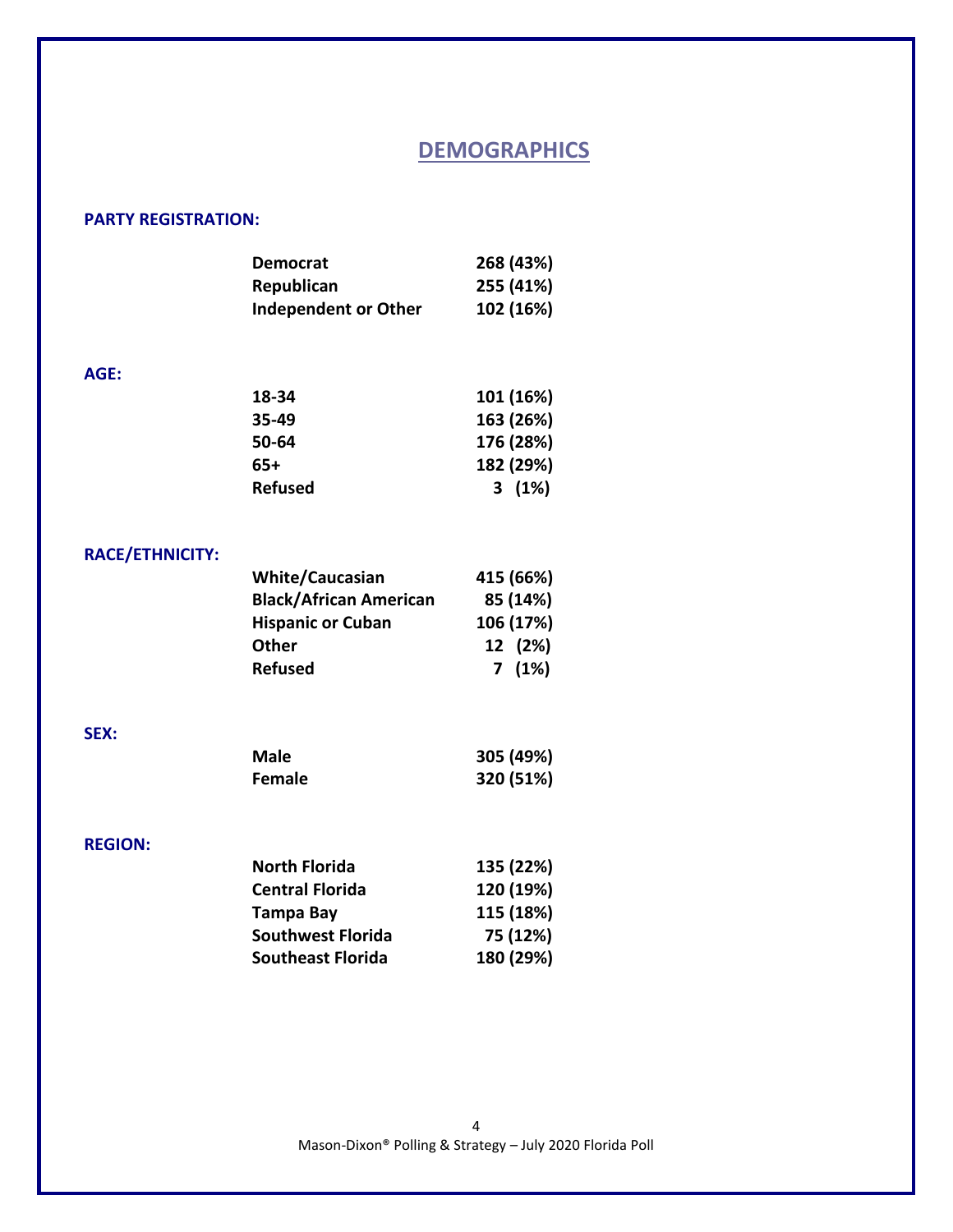# DEMOGRAPHICS

**PARTY REGISTRATION:**

| | |
|---|---|
| Democrat | 268 (43%) |
| Republican | 255 (41%) |
| Independent or Other | 102 (16%) |

**AGE:**

| | |
|---|---|
| 18-34 | 101 (16%) |
| 35-49 | 163 (26%) |
| 50-64 | 176 (28%) |
| 65+ | 182 (29%) |
| Refused | 3 (1%) |

**RACE/ETHNICITY:**

| | |
|---|---|
| White/Caucasian | 415 (66%) |
| Black/African American | 85 (14%) |
| Hispanic or Cuban | 106 (17%) |
| Other | 12 (2%) |
| Refused | 7 (1%) |

**SEX:**

| | |
|---|---|
| Male | 305 (49%) |
| Female | 320 (51%) |

**REGION:**

| | |
|---|---|
| North Florida | 135 (22%) |
| Central Florida | 120 (19%) |
| Tampa Bay | 115 (18%) |
| Southwest Florida | 75 (12%) |
| Southeast Florida | 180 (29%) |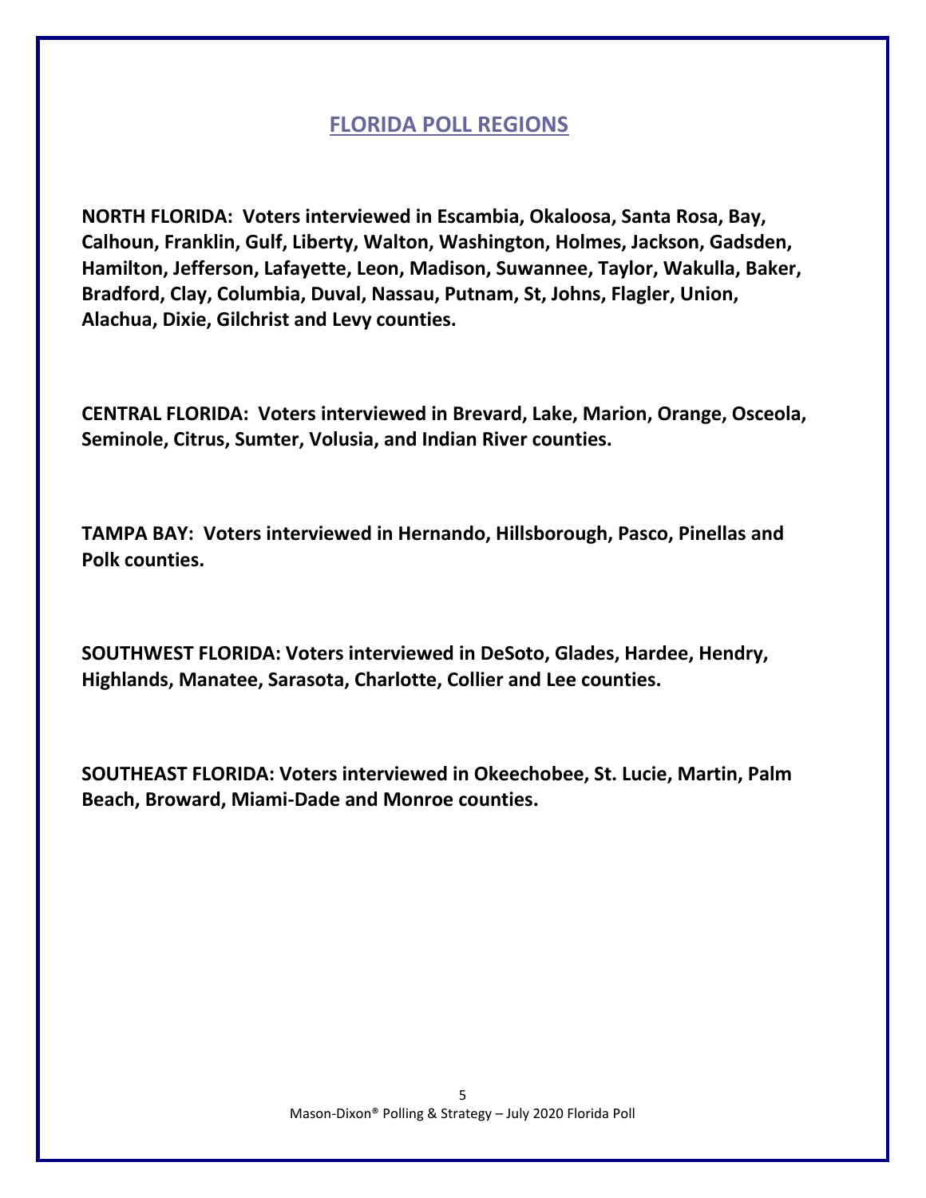## FLORIDA POLL REGIONS

**NORTH FLORIDA: Voters interviewed in Escambia, Okaloosa, Santa Rosa, Bay, Calhoun, Franklin, Gulf, Liberty, Walton, Washington, Holmes, Jackson, Gadsden, Hamilton, Jefferson, Lafayette, Leon, Madison, Suwannee, Taylor, Wakulla, Baker, Bradford, Clay, Columbia, Duval, Nassau, Putnam, St, Johns, Flagler, Union, Alachua, Dixie, Gilchrist and Levy counties.**

**CENTRAL FLORIDA: Voters interviewed in Brevard, Lake, Marion, Orange, Osceola, Seminole, Citrus, Sumter, Volusia, and Indian River counties.**

**TAMPA BAY: Voters interviewed in Hernando, Hillsborough, Pasco, Pinellas and Polk counties.**

**SOUTHWEST FLORIDA: Voters interviewed in DeSoto, Glades, Hardee, Hendry, Highlands, Manatee, Sarasota, Charlotte, Collier and Lee counties.**

**SOUTHEAST FLORIDA: Voters interviewed in Okeechobee, St. Lucie, Martin, Palm Beach, Broward, Miami-Dade and Monroe counties.**